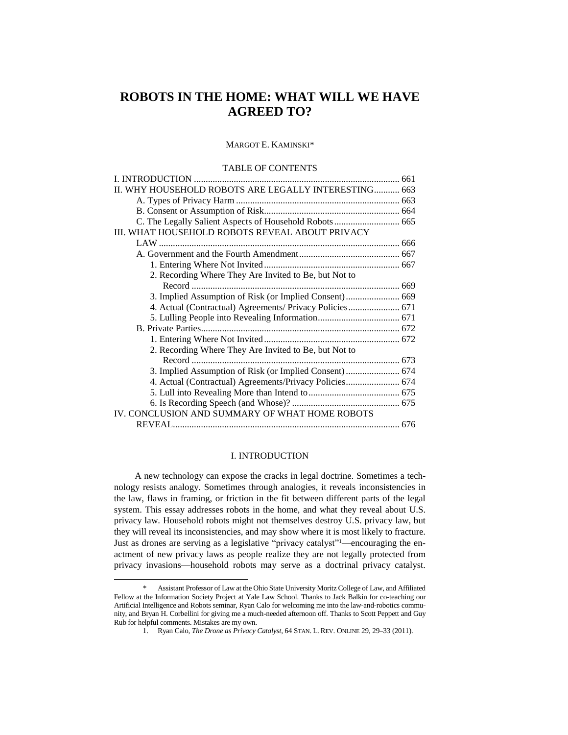# ROBOTS IN THE HOME: WHAT WILL WE HAVE AGREED TO?

MARGOT E. KAMINSKI*

TABLE OF CONTENTS

I. INTRODUCTION ........................................................................................ 661
II. WHY HOUSEHOLD ROBOTS ARE LEGALLY INTERESTING........... 663
  A. Types of Privacy Harm ...................................................................... 663
  B. Consent or Assumption of Risk.......................................................... 664
  C. The Legally Salient Aspects of Household Robots ............................ 665
III. WHAT HOUSEHOLD ROBOTS REVEAL ABOUT PRIVACY LAW ....................................................................................................... 666
  A. Government and the Fourth Amendment........................................... 667
    1. Entering Where Not Invited .......................................................... 667
    2. Recording Where They Are Invited to Be, but Not to Record ......................................................................................... 669
    3. Implied Assumption of Risk (or Implied Consent)....................... 669
    4. Actual (Contractual) Agreements/ Privacy Policies...................... 671
    5. Lulling People into Revealing Information................................... 671
  B. Private Parties..................................................................................... 672
    1. Entering Where Not Invited .......................................................... 672
    2. Recording Where They Are Invited to Be, but Not to Record ......................................................................................... 673
    3. Implied Assumption of Risk (or Implied Consent)....................... 674
    4. Actual (Contractual) Agreements/Privacy Policies....................... 674
    5. Lull into Revealing More than Intend to....................................... 675
    6. Is Recording Speech (and Whose)? .............................................. 675
IV. CONCLUSION AND SUMMARY OF WHAT HOME ROBOTS REVEAL................................................................................................. 676

## I. INTRODUCTION

A new technology can expose the cracks in legal doctrine. Sometimes a technology resists analogy. Sometimes through analogies, it reveals inconsistencies in the law, flaws in framing, or friction in the fit between different parts of the legal system. This essay addresses robots in the home, and what they reveal about U.S. privacy law. Household robots might not themselves destroy U.S. privacy law, but they will reveal its inconsistencies, and may show where it is most likely to fracture. Just as drones are serving as a legislative "privacy catalyst"[1]—encouraging the enactment of new privacy laws as people realize they are not legally protected from privacy invasions—household robots may serve as a doctrinal privacy catalyst.

---

\* Assistant Professor of Law at the Ohio State University Moritz College of Law, and Affiliated Fellow at the Information Society Project at Yale Law School. Thanks to Jack Balkin for co-teaching our Artificial Intelligence and Robots seminar, Ryan Calo for welcoming me into the law-and-robotics community, and Bryan H. Corbellini for giving me a much-needed afternoon off. Thanks to Scott Peppett and Guy Rub for helpful comments. Mistakes are my own.

1. Ryan Calo, *The Drone as Privacy Catalyst*, 64 STAN. L. REV. ONLINE 29, 29–33 (2011).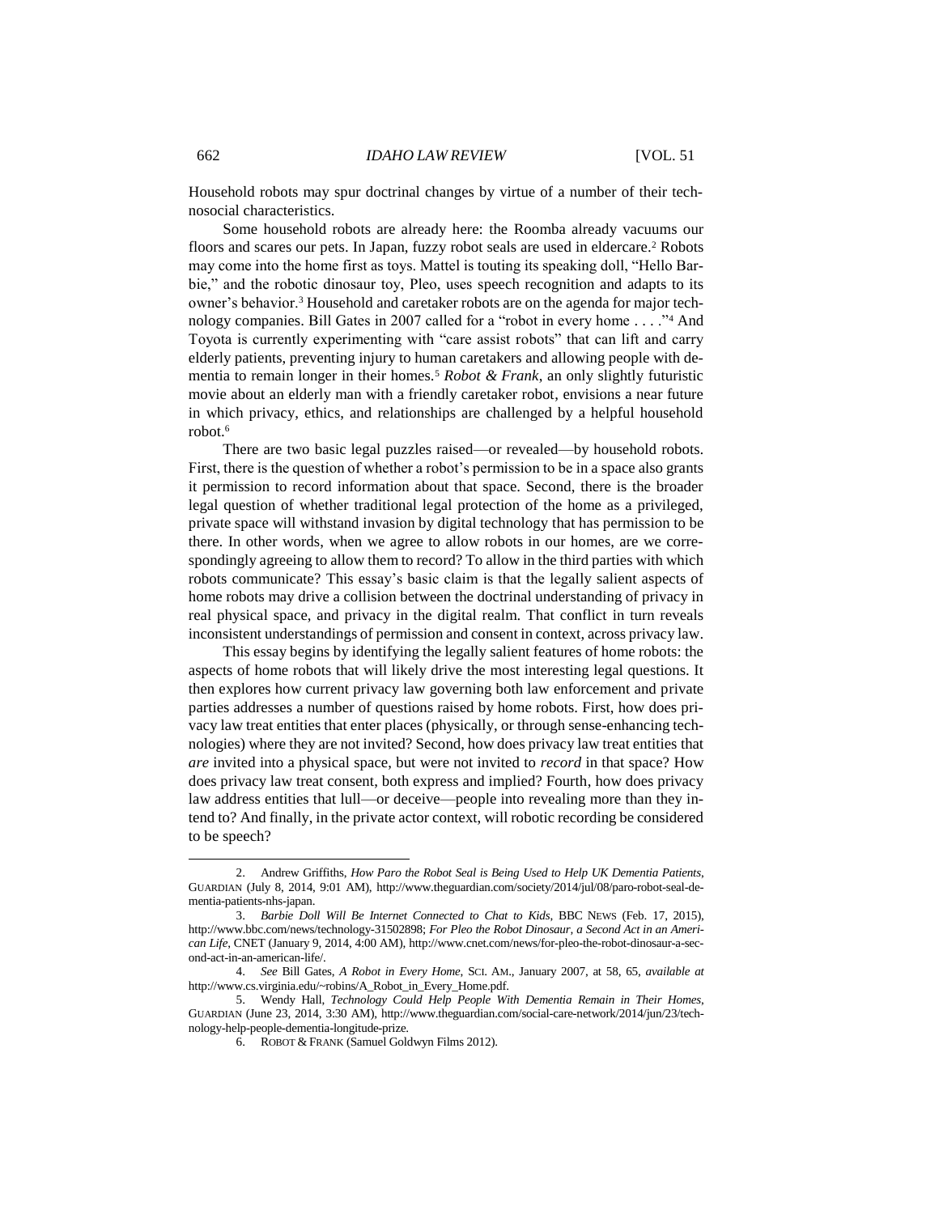Household robots may spur doctrinal changes by virtue of a number of their technosocial characteristics.

Some household robots are already here: the Roomba already vacuums our floors and scares our pets. In Japan, fuzzy robot seals are used in eldercare.[2] Robots may come into the home first as toys. Mattel is touting its speaking doll, "Hello Barbie," and the robotic dinosaur toy, Pleo, uses speech recognition and adapts to its owner's behavior.[3] Household and caretaker robots are on the agenda for major technology companies. Bill Gates in 2007 called for a "robot in every home . . . ."[4] And Toyota is currently experimenting with "care assist robots" that can lift and carry elderly patients, preventing injury to human caretakers and allowing people with dementia to remain longer in their homes.[5] *Robot & Frank*, an only slightly futuristic movie about an elderly man with a friendly caretaker robot, envisions a near future in which privacy, ethics, and relationships are challenged by a helpful household robot.[6]

There are two basic legal puzzles raised—or revealed—by household robots. First, there is the question of whether a robot's permission to be in a space also grants it permission to record information about that space. Second, there is the broader legal question of whether traditional legal protection of the home as a privileged, private space will withstand invasion by digital technology that has permission to be there. In other words, when we agree to allow robots in our homes, are we correspondingly agreeing to allow them to record? To allow in the third parties with which robots communicate? This essay's basic claim is that the legally salient aspects of home robots may drive a collision between the doctrinal understanding of privacy in real physical space, and privacy in the digital realm. That conflict in turn reveals inconsistent understandings of permission and consent in context, across privacy law.

This essay begins by identifying the legally salient features of home robots: the aspects of home robots that will likely drive the most interesting legal questions. It then explores how current privacy law governing both law enforcement and private parties addresses a number of questions raised by home robots. First, how does privacy law treat entities that enter places (physically, or through sense-enhancing technologies) where they are not invited? Second, how does privacy law treat entities that *are* invited into a physical space, but were not invited to *record* in that space? How does privacy law treat consent, both express and implied? Fourth, how does privacy law address entities that lull—or deceive—people into revealing more than they intend to? And finally, in the private actor context, will robotic recording be considered to be speech?

---

2. Andrew Griffiths, *How Paro the Robot Seal is Being Used to Help UK Dementia Patients*, GUARDIAN (July 8, 2014, 9:01 AM), http://www.theguardian.com/society/2014/jul/08/paro-robot-seal-dementia-patients-nhs-japan.

3. *Barbie Doll Will Be Internet Connected to Chat to Kids*, BBC NEWS (Feb. 17, 2015), http://www.bbc.com/news/technology-31502898; *For Pleo the Robot Dinosaur, a Second Act in an American Life*, CNET (January 9, 2014, 4:00 AM), http://www.cnet.com/news/for-pleo-the-robot-dinosaur-a-second-act-in-an-american-life/.

4. *See* Bill Gates, *A Robot in Every Home*, SCI. AM., January 2007, at 58, 65, *available at* http://www.cs.virginia.edu/~robins/A_Robot_in_Every_Home.pdf.

5. Wendy Hall, *Technology Could Help People With Dementia Remain in Their Homes*, GUARDIAN (June 23, 2014, 3:30 AM), http://www.theguardian.com/social-care-network/2014/jun/23/technology-help-people-dementia-longitude-prize.

6. ROBOT & FRANK (Samuel Goldwyn Films 2012).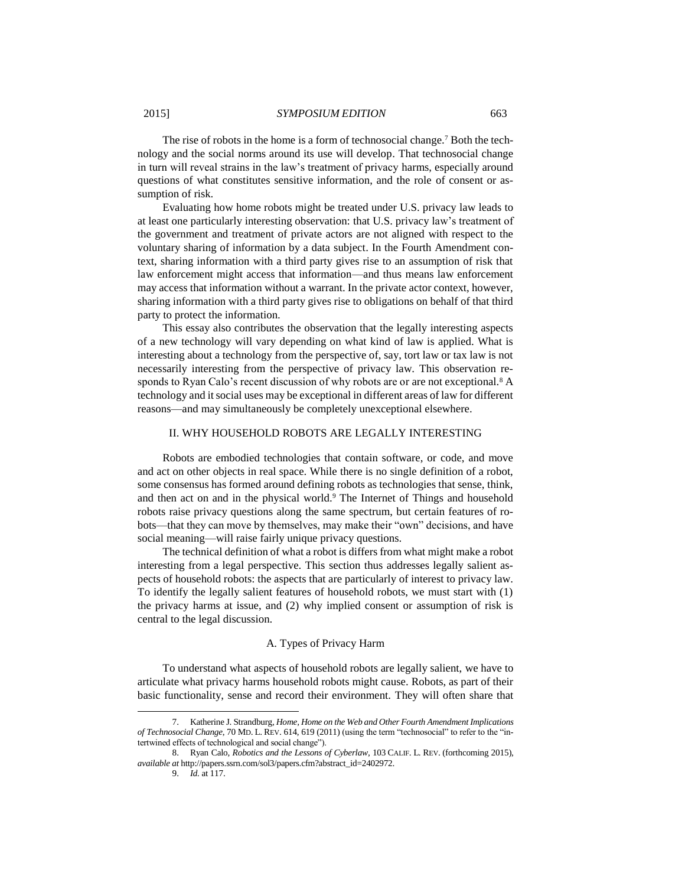The rise of robots in the home is a form of technosocial change.[7] Both the technology and the social norms around its use will develop. That technosocial change in turn will reveal strains in the law's treatment of privacy harms, especially around questions of what constitutes sensitive information, and the role of consent or assumption of risk.

Evaluating how home robots might be treated under U.S. privacy law leads to at least one particularly interesting observation: that U.S. privacy law's treatment of the government and treatment of private actors are not aligned with respect to the voluntary sharing of information by a data subject. In the Fourth Amendment context, sharing information with a third party gives rise to an assumption of risk that law enforcement might access that information—and thus means law enforcement may access that information without a warrant. In the private actor context, however, sharing information with a third party gives rise to obligations on behalf of that third party to protect the information.

This essay also contributes the observation that the legally interesting aspects of a new technology will vary depending on what kind of law is applied. What is interesting about a technology from the perspective of, say, tort law or tax law is not necessarily interesting from the perspective of privacy law. This observation responds to Ryan Calo's recent discussion of why robots are or are not exceptional.[8] A technology and it social uses may be exceptional in different areas of law for different reasons—and may simultaneously be completely unexceptional elsewhere.

## II. WHY HOUSEHOLD ROBOTS ARE LEGALLY INTERESTING

Robots are embodied technologies that contain software, or code, and move and act on other objects in real space. While there is no single definition of a robot, some consensus has formed around defining robots as technologies that sense, think, and then act on and in the physical world.[9] The Internet of Things and household robots raise privacy questions along the same spectrum, but certain features of robots—that they can move by themselves, may make their "own" decisions, and have social meaning—will raise fairly unique privacy questions.

The technical definition of what a robot is differs from what might make a robot interesting from a legal perspective. This section thus addresses legally salient aspects of household robots: the aspects that are particularly of interest to privacy law. To identify the legally salient features of household robots, we must start with (1) the privacy harms at issue, and (2) why implied consent or assumption of risk is central to the legal discussion.

### A. Types of Privacy Harm

To understand what aspects of household robots are legally salient, we have to articulate what privacy harms household robots might cause. Robots, as part of their basic functionality, sense and record their environment. They will often share that

---

7. Katherine J. Strandburg, *Home, Home on the Web and Other Fourth Amendment Implications of Technosocial Change*, 70 MD. L. REV. 614, 619 (2011) (using the term "technosocial" to refer to the "intertwined effects of technological and social change").

8. Ryan Calo, *Robotics and the Lessons of Cyberlaw*, 103 CALIF. L. REV. (forthcoming 2015), *available at* http://papers.ssrn.com/sol3/papers.cfm?abstract_id=2402972.

9. *Id.* at 117.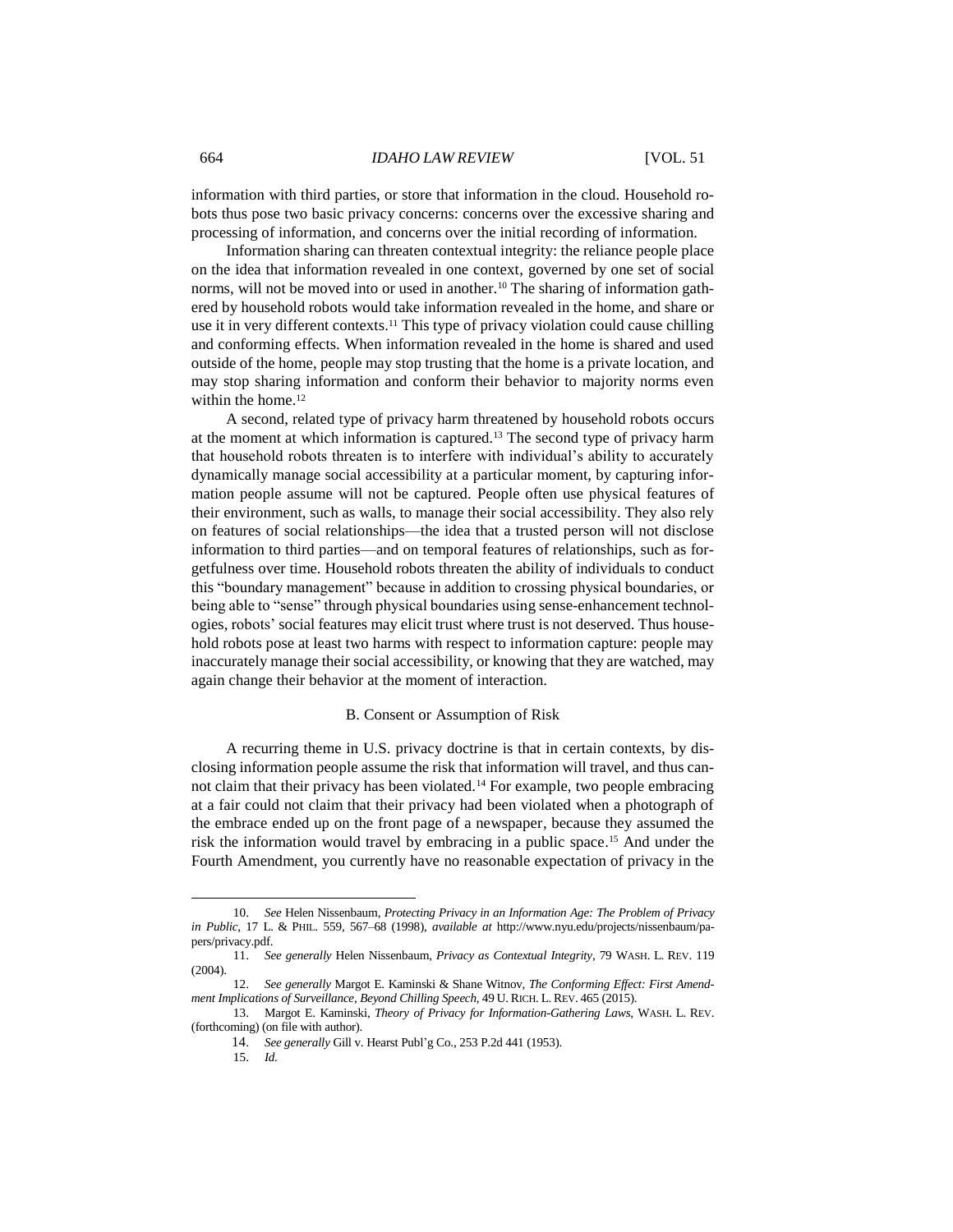information with third parties, or store that information in the cloud. Household robots thus pose two basic privacy concerns: concerns over the excessive sharing and processing of information, and concerns over the initial recording of information.

Information sharing can threaten contextual integrity: the reliance people place on the idea that information revealed in one context, governed by one set of social norms, will not be moved into or used in another.[10] The sharing of information gathered by household robots would take information revealed in the home, and share or use it in very different contexts.[11] This type of privacy violation could cause chilling and conforming effects. When information revealed in the home is shared and used outside of the home, people may stop trusting that the home is a private location, and may stop sharing information and conform their behavior to majority norms even within the home.[12]

A second, related type of privacy harm threatened by household robots occurs at the moment at which information is captured.[13] The second type of privacy harm that household robots threaten is to interfere with individual's ability to accurately dynamically manage social accessibility at a particular moment, by capturing information people assume will not be captured. People often use physical features of their environment, such as walls, to manage their social accessibility. They also rely on features of social relationships—the idea that a trusted person will not disclose information to third parties—and on temporal features of relationships, such as forgetfulness over time. Household robots threaten the ability of individuals to conduct this "boundary management" because in addition to crossing physical boundaries, or being able to "sense" through physical boundaries using sense-enhancement technologies, robots' social features may elicit trust where trust is not deserved. Thus household robots pose at least two harms with respect to information capture: people may inaccurately manage their social accessibility, or knowing that they are watched, may again change their behavior at the moment of interaction.

### B. Consent or Assumption of Risk

A recurring theme in U.S. privacy doctrine is that in certain contexts, by disclosing information people assume the risk that information will travel, and thus cannot claim that their privacy has been violated.[14] For example, two people embracing at a fair could not claim that their privacy had been violated when a photograph of the embrace ended up on the front page of a newspaper, because they assumed the risk the information would travel by embracing in a public space.[15] And under the Fourth Amendment, you currently have no reasonable expectation of privacy in the

---

10. *See* Helen Nissenbaum, *Protecting Privacy in an Information Age: The Problem of Privacy in Public*, 17 L. & PHIL. 559, 567–68 (1998), *available at* http://www.nyu.edu/projects/nissenbaum/papers/privacy.pdf.

11. *See generally* Helen Nissenbaum, *Privacy as Contextual Integrity*, 79 WASH. L. REV. 119 (2004).

12. *See generally* Margot E. Kaminski & Shane Witnov, *The Conforming Effect: First Amendment Implications of Surveillance, Beyond Chilling Speech*, 49 U. RICH. L. REV. 465 (2015).

13. Margot E. Kaminski, *Theory of Privacy for Information-Gathering Laws*, WASH. L. REV. (forthcoming) (on file with author).

14. *See generally* Gill v. Hearst Publ'g Co., 253 P.2d 441 (1953).

15. *Id.*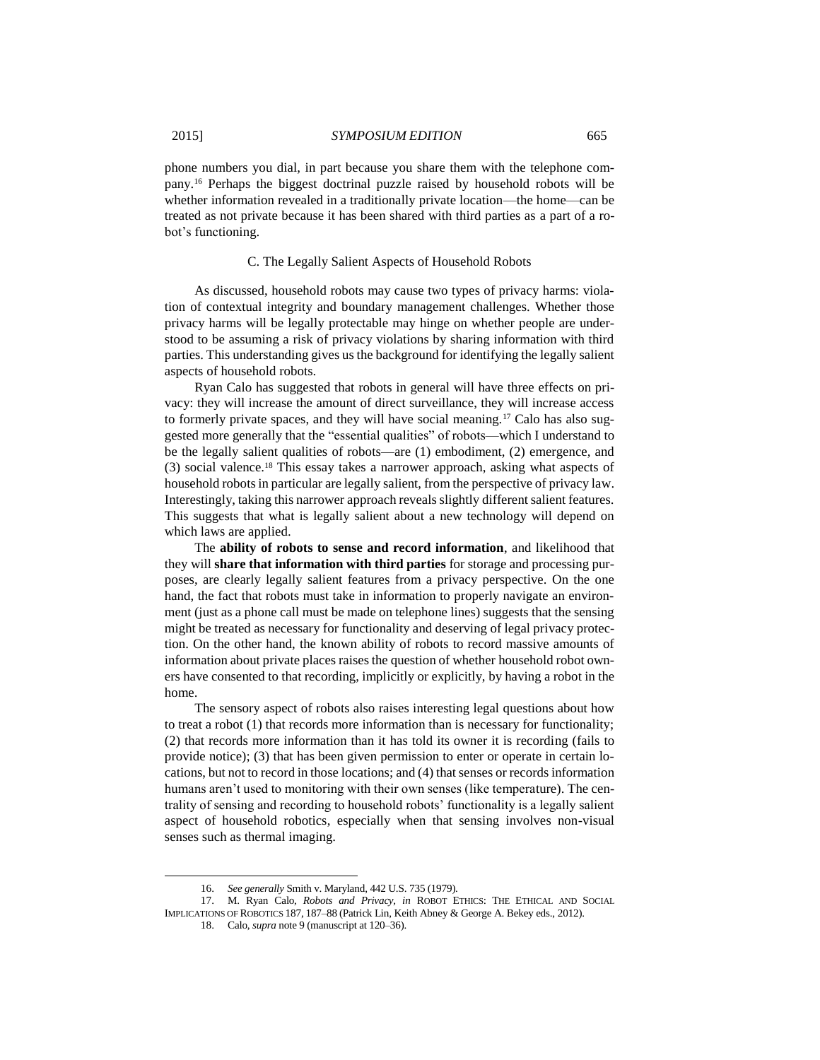phone numbers you dial, in part because you share them with the telephone company.[16] Perhaps the biggest doctrinal puzzle raised by household robots will be whether information revealed in a traditionally private location—the home—can be treated as not private because it has been shared with third parties as a part of a robot's functioning.

### C. The Legally Salient Aspects of Household Robots

As discussed, household robots may cause two types of privacy harms: violation of contextual integrity and boundary management challenges. Whether those privacy harms will be legally protectable may hinge on whether people are understood to be assuming a risk of privacy violations by sharing information with third parties. This understanding gives us the background for identifying the legally salient aspects of household robots.

Ryan Calo has suggested that robots in general will have three effects on privacy: they will increase the amount of direct surveillance, they will increase access to formerly private spaces, and they will have social meaning.[17] Calo has also suggested more generally that the "essential qualities" of robots—which I understand to be the legally salient qualities of robots—are (1) embodiment, (2) emergence, and (3) social valence.[18] This essay takes a narrower approach, asking what aspects of household robots in particular are legally salient, from the perspective of privacy law. Interestingly, taking this narrower approach reveals slightly different salient features. This suggests that what is legally salient about a new technology will depend on which laws are applied.

The **ability of robots to sense and record information**, and likelihood that they will **share that information with third parties** for storage and processing purposes, are clearly legally salient features from a privacy perspective. On the one hand, the fact that robots must take in information to properly navigate an environment (just as a phone call must be made on telephone lines) suggests that the sensing might be treated as necessary for functionality and deserving of legal privacy protection. On the other hand, the known ability of robots to record massive amounts of information about private places raises the question of whether household robot owners have consented to that recording, implicitly or explicitly, by having a robot in the home.

The sensory aspect of robots also raises interesting legal questions about how to treat a robot (1) that records more information than is necessary for functionality; (2) that records more information than it has told its owner it is recording (fails to provide notice); (3) that has been given permission to enter or operate in certain locations, but not to record in those locations; and (4) that senses or records information humans aren't used to monitoring with their own senses (like temperature). The centrality of sensing and recording to household robots' functionality is a legally salient aspect of household robotics, especially when that sensing involves non-visual senses such as thermal imaging.

---

16. *See generally* Smith v. Maryland, 442 U.S. 735 (1979).

17. M. Ryan Calo, *Robots and Privacy*, *in* ROBOT ETHICS: THE ETHICAL AND SOCIAL IMPLICATIONS OF ROBOTICS 187, 187–88 (Patrick Lin, Keith Abney & George A. Bekey eds., 2012).

18. Calo, *supra* note 9 (manuscript at 120–36).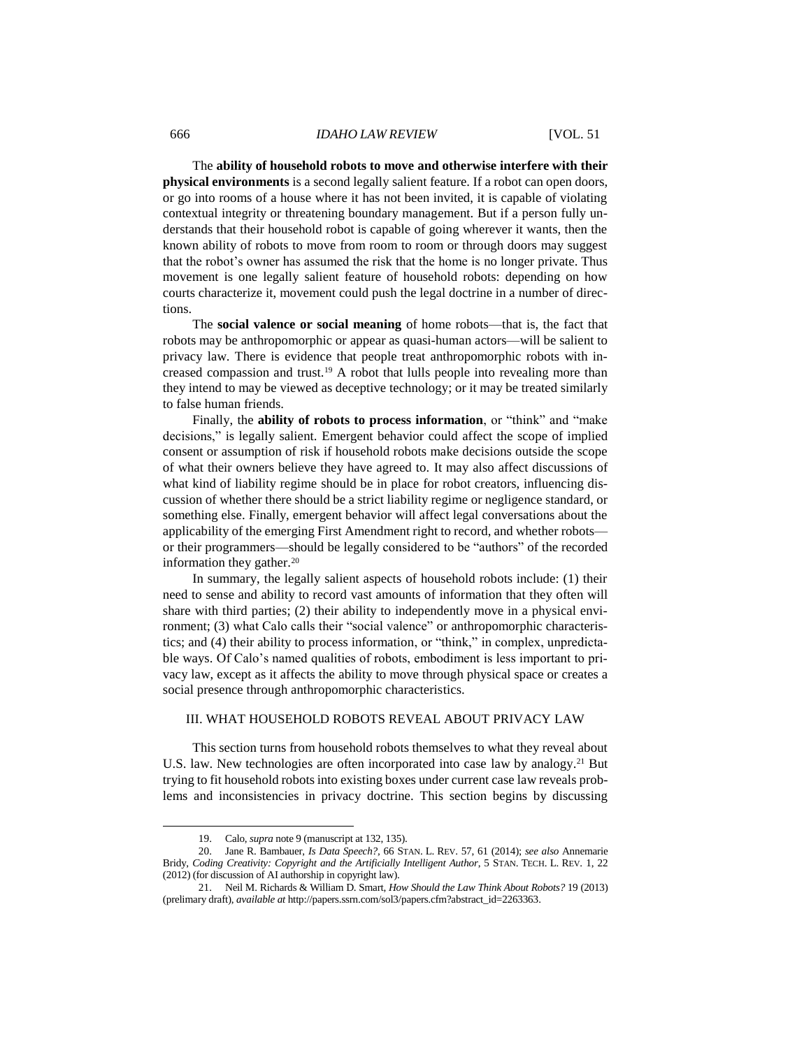The **ability of household robots to move and otherwise interfere with their physical environments** is a second legally salient feature. If a robot can open doors, or go into rooms of a house where it has not been invited, it is capable of violating contextual integrity or threatening boundary management. But if a person fully understands that their household robot is capable of going wherever it wants, then the known ability of robots to move from room to room or through doors may suggest that the robot's owner has assumed the risk that the home is no longer private. Thus movement is one legally salient feature of household robots: depending on how courts characterize it, movement could push the legal doctrine in a number of directions.

The **social valence or social meaning** of home robots—that is, the fact that robots may be anthropomorphic or appear as quasi-human actors—will be salient to privacy law. There is evidence that people treat anthropomorphic robots with increased compassion and trust.[19] A robot that lulls people into revealing more than they intend to may be viewed as deceptive technology; or it may be treated similarly to false human friends.

Finally, the **ability of robots to process information**, or "think" and "make decisions," is legally salient. Emergent behavior could affect the scope of implied consent or assumption of risk if household robots make decisions outside the scope of what their owners believe they have agreed to. It may also affect discussions of what kind of liability regime should be in place for robot creators, influencing discussion of whether there should be a strict liability regime or negligence standard, or something else. Finally, emergent behavior will affect legal conversations about the applicability of the emerging First Amendment right to record, and whether robots—or their programmers—should be legally considered to be "authors" of the recorded information they gather.[20]

In summary, the legally salient aspects of household robots include: (1) their need to sense and ability to record vast amounts of information that they often will share with third parties; (2) their ability to independently move in a physical environment; (3) what Calo calls their "social valence" or anthropomorphic characteristics; and (4) their ability to process information, or "think," in complex, unpredictable ways. Of Calo's named qualities of robots, embodiment is less important to privacy law, except as it affects the ability to move through physical space or creates a social presence through anthropomorphic characteristics.

## III. WHAT HOUSEHOLD ROBOTS REVEAL ABOUT PRIVACY LAW

This section turns from household robots themselves to what they reveal about U.S. law. New technologies are often incorporated into case law by analogy.[21] But trying to fit household robots into existing boxes under current case law reveals problems and inconsistencies in privacy doctrine. This section begins by discussing

---

19. Calo, *supra* note 9 (manuscript at 132, 135).

20. Jane R. Bambauer, *Is Data Speech?*, 66 STAN. L. REV. 57, 61 (2014); *see also* Annemarie Bridy, *Coding Creativity: Copyright and the Artificially Intelligent Author*, 5 STAN. TECH. L. REV. 1, 22 (2012) (for discussion of AI authorship in copyright law).

21. Neil M. Richards & William D. Smart, *How Should the Law Think About Robots?* 19 (2013) (prelimary draft), *available at* http://papers.ssrn.com/sol3/papers.cfm?abstract_id=2263363.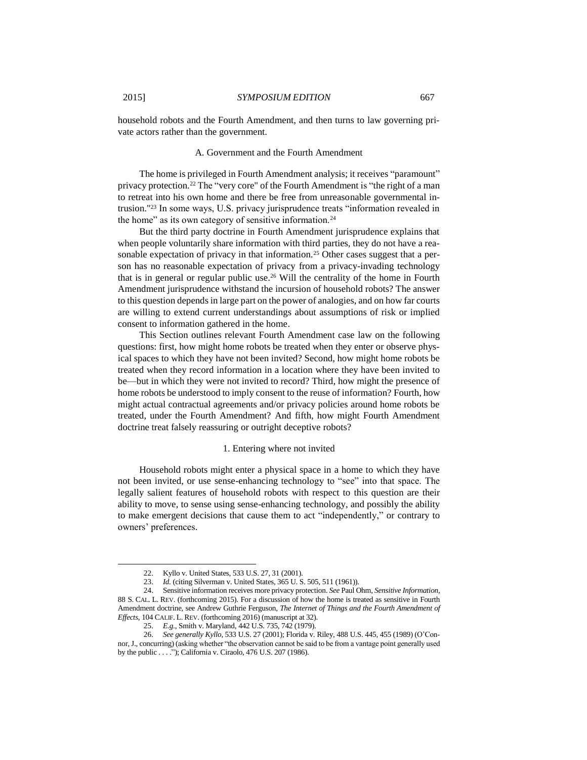household robots and the Fourth Amendment, and then turns to law governing private actors rather than the government.

### A. Government and the Fourth Amendment

The home is privileged in Fourth Amendment analysis; it receives "paramount" privacy protection.[22] The "very core" of the Fourth Amendment is "the right of a man to retreat into his own home and there be free from unreasonable governmental intrusion."[23] In some ways, U.S. privacy jurisprudence treats "information revealed in the home" as its own category of sensitive information.[24]

But the third party doctrine in Fourth Amendment jurisprudence explains that when people voluntarily share information with third parties, they do not have a reasonable expectation of privacy in that information.[25] Other cases suggest that a person has no reasonable expectation of privacy from a privacy-invading technology that is in general or regular public use.[26] Will the centrality of the home in Fourth Amendment jurisprudence withstand the incursion of household robots? The answer to this question depends in large part on the power of analogies, and on how far courts are willing to extend current understandings about assumptions of risk or implied consent to information gathered in the home.

This Section outlines relevant Fourth Amendment case law on the following questions: first, how might home robots be treated when they enter or observe physical spaces to which they have not been invited? Second, how might home robots be treated when they record information in a location where they have been invited to be—but in which they were not invited to record? Third, how might the presence of home robots be understood to imply consent to the reuse of information? Fourth, how might actual contractual agreements and/or privacy policies around home robots be treated, under the Fourth Amendment? And fifth, how might Fourth Amendment doctrine treat falsely reassuring or outright deceptive robots?

#### 1. Entering where not invited

Household robots might enter a physical space in a home to which they have not been invited, or use sense-enhancing technology to "see" into that space. The legally salient features of household robots with respect to this question are their ability to move, to sense using sense-enhancing technology, and possibly the ability to make emergent decisions that cause them to act "independently," or contrary to owners' preferences.

---

22. Kyllo v. United States, 533 U.S. 27, 31 (2001).

23. *Id.* (citing Silverman v. United States, 365 U. S. 505, 511 (1961)).

24. Sensitive information receives more privacy protection. *See* Paul Ohm, *Sensitive Information*, 88 S. CAL. L. REV. (forthcoming 2015). For a discussion of how the home is treated as sensitive in Fourth Amendment doctrine, see Andrew Guthrie Ferguson, *The Internet of Things and the Fourth Amendment of Effects*, 104 CALIF. L. REV. (forthcoming 2016) (manuscript at 32).

25. *E.g.*, Smith v. Maryland, 442 U.S. 735, 742 (1979).

26. *See generally Kyllo*, 533 U.S. 27 (2001); Florida v. Riley, 488 U.S. 445, 455 (1989) (O'Connor, J., concurring) (asking whether "the observation cannot be said to be from a vantage point generally used by the public . . . ."); California v. Ciraolo, 476 U.S. 207 (1986).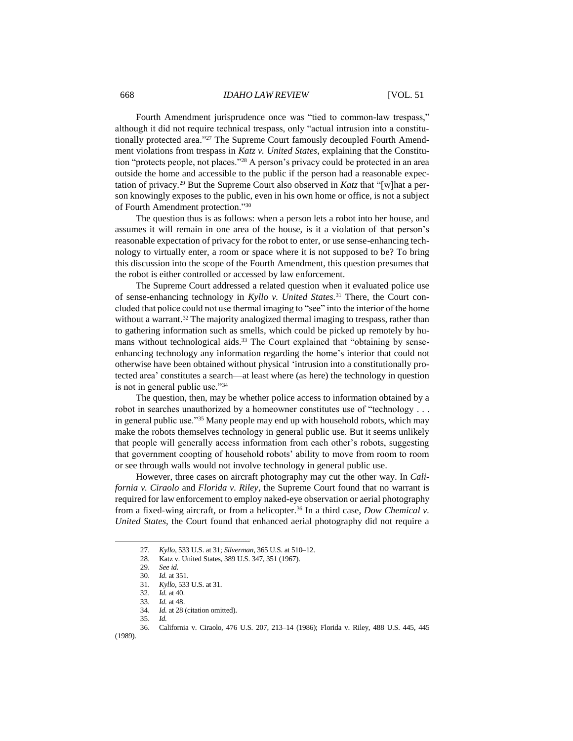Fourth Amendment jurisprudence once was "tied to common-law trespass," although it did not require technical trespass, only "actual intrusion into a constitutionally protected area."[27] The Supreme Court famously decoupled Fourth Amendment violations from trespass in *Katz v. United States*, explaining that the Constitution "protects people, not places."[28] A person's privacy could be protected in an area outside the home and accessible to the public if the person had a reasonable expectation of privacy.[29] But the Supreme Court also observed in *Katz* that "[w]hat a person knowingly exposes to the public, even in his own home or office, is not a subject of Fourth Amendment protection."[30]

The question thus is as follows: when a person lets a robot into her house, and assumes it will remain in one area of the house, is it a violation of that person's reasonable expectation of privacy for the robot to enter, or use sense-enhancing technology to virtually enter, a room or space where it is not supposed to be? To bring this discussion into the scope of the Fourth Amendment, this question presumes that the robot is either controlled or accessed by law enforcement.

The Supreme Court addressed a related question when it evaluated police use of sense-enhancing technology in *Kyllo v. United States*.[31] There, the Court concluded that police could not use thermal imaging to "see" into the interior of the home without a warrant.[32] The majority analogized thermal imaging to trespass, rather than to gathering information such as smells, which could be picked up remotely by humans without technological aids.[33] The Court explained that "obtaining by sense-enhancing technology any information regarding the home's interior that could not otherwise have been obtained without physical 'intrusion into a constitutionally protected area' constitutes a search—at least where (as here) the technology in question is not in general public use."[34]

The question, then, may be whether police access to information obtained by a robot in searches unauthorized by a homeowner constitutes use of "technology . . . in general public use."[35] Many people may end up with household robots, which may make the robots themselves technology in general public use. But it seems unlikely that people will generally access information from each other's robots, suggesting that government coopting of household robots' ability to move from room to room or see through walls would not involve technology in general public use.

However, three cases on aircraft photography may cut the other way. In *California v. Ciraolo* and *Florida v. Riley*, the Supreme Court found that no warrant is required for law enforcement to employ naked-eye observation or aerial photography from a fixed-wing aircraft, or from a helicopter.[36] In a third case, *Dow Chemical v. United States*, the Court found that enhanced aerial photography did not require a

---

27. *Kyllo*, 533 U.S. at 31; *Silverman*, 365 U.S. at 510–12.
28. Katz v. United States, 389 U.S. 347, 351 (1967).
29. *See id.*
30. *Id.* at 351.
31. *Kyllo*, 533 U.S. at 31.
32. *Id.* at 40.
33. *Id.* at 48.
34. *Id.* at 28 (citation omitted).
35. *Id.*
36. California v. Ciraolo, 476 U.S. 207, 213–14 (1986); Florida v. Riley, 488 U.S. 445, 445 (1989).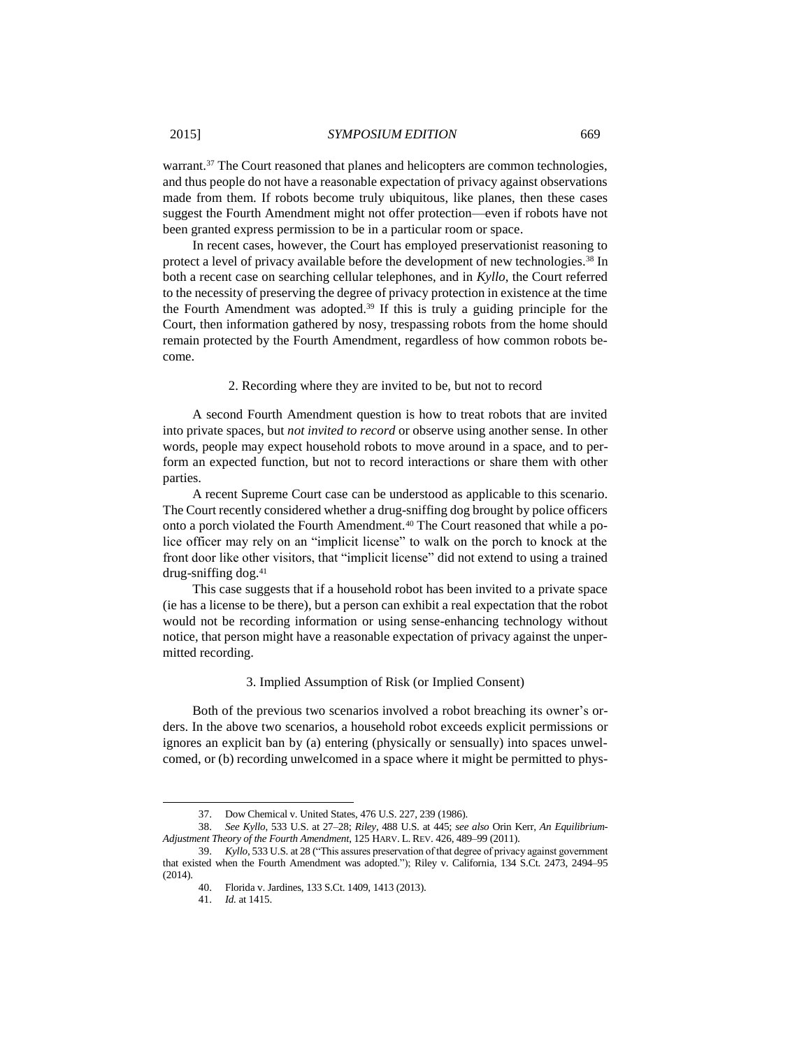warrant.[37] The Court reasoned that planes and helicopters are common technologies, and thus people do not have a reasonable expectation of privacy against observations made from them. If robots become truly ubiquitous, like planes, then these cases suggest the Fourth Amendment might not offer protection—even if robots have not been granted express permission to be in a particular room or space.

In recent cases, however, the Court has employed preservationist reasoning to protect a level of privacy available before the development of new technologies.[38] In both a recent case on searching cellular telephones, and in *Kyllo*, the Court referred to the necessity of preserving the degree of privacy protection in existence at the time the Fourth Amendment was adopted.[39] If this is truly a guiding principle for the Court, then information gathered by nosy, trespassing robots from the home should remain protected by the Fourth Amendment, regardless of how common robots become.

### 2. Recording where they are invited to be, but not to record

A second Fourth Amendment question is how to treat robots that are invited into private spaces, but *not invited to record* or observe using another sense. In other words, people may expect household robots to move around in a space, and to perform an expected function, but not to record interactions or share them with other parties.

A recent Supreme Court case can be understood as applicable to this scenario. The Court recently considered whether a drug-sniffing dog brought by police officers onto a porch violated the Fourth Amendment.[40] The Court reasoned that while a police officer may rely on an "implicit license" to walk on the porch to knock at the front door like other visitors, that "implicit license" did not extend to using a trained drug-sniffing dog.[41]

This case suggests that if a household robot has been invited to a private space (ie has a license to be there), but a person can exhibit a real expectation that the robot would not be recording information or using sense-enhancing technology without notice, that person might have a reasonable expectation of privacy against the unpermitted recording.

### 3. Implied Assumption of Risk (or Implied Consent)

Both of the previous two scenarios involved a robot breaching its owner's orders. In the above two scenarios, a household robot exceeds explicit permissions or ignores an explicit ban by (a) entering (physically or sensually) into spaces unwelcomed, or (b) recording unwelcomed in a space where it might be permitted to phys-

---

37. Dow Chemical v. United States, 476 U.S. 227, 239 (1986).

38. *See Kyllo*, 533 U.S. at 27–28; *Riley*, 488 U.S. at 445; *see also* Orin Kerr, *An Equilibrium-Adjustment Theory of the Fourth Amendment*, 125 HARV. L. REV. 426, 489–99 (2011).

39. *Kyllo*, 533 U.S. at 28 ("This assures preservation of that degree of privacy against government that existed when the Fourth Amendment was adopted."); Riley v. California, 134 S.Ct. 2473, 2494–95 (2014).

40. Florida v. Jardines, 133 S.Ct. 1409, 1413 (2013).

41. *Id.* at 1415.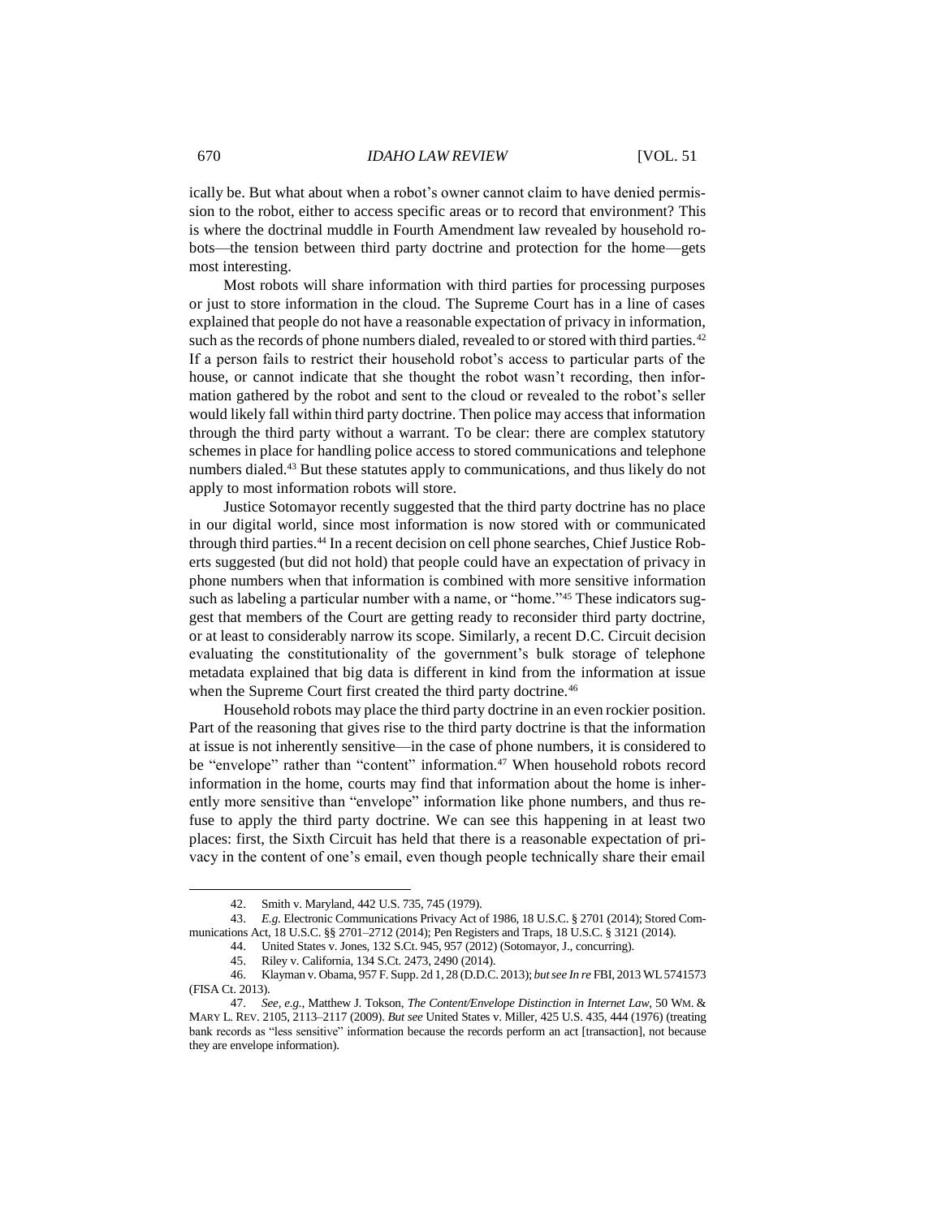ically be. But what about when a robot's owner cannot claim to have denied permission to the robot, either to access specific areas or to record that environment? This is where the doctrinal muddle in Fourth Amendment law revealed by household robots—the tension between third party doctrine and protection for the home—gets most interesting.

Most robots will share information with third parties for processing purposes or just to store information in the cloud. The Supreme Court has in a line of cases explained that people do not have a reasonable expectation of privacy in information, such as the records of phone numbers dialed, revealed to or stored with third parties.[42] If a person fails to restrict their household robot's access to particular parts of the house, or cannot indicate that she thought the robot wasn't recording, then information gathered by the robot and sent to the cloud or revealed to the robot's seller would likely fall within third party doctrine. Then police may access that information through the third party without a warrant. To be clear: there are complex statutory schemes in place for handling police access to stored communications and telephone numbers dialed.[43] But these statutes apply to communications, and thus likely do not apply to most information robots will store.

Justice Sotomayor recently suggested that the third party doctrine has no place in our digital world, since most information is now stored with or communicated through third parties.[44] In a recent decision on cell phone searches, Chief Justice Roberts suggested (but did not hold) that people could have an expectation of privacy in phone numbers when that information is combined with more sensitive information such as labeling a particular number with a name, or "home."[45] These indicators suggest that members of the Court are getting ready to reconsider third party doctrine, or at least to considerably narrow its scope. Similarly, a recent D.C. Circuit decision evaluating the constitutionality of the government's bulk storage of telephone metadata explained that big data is different in kind from the information at issue when the Supreme Court first created the third party doctrine.[46]

Household robots may place the third party doctrine in an even rockier position. Part of the reasoning that gives rise to the third party doctrine is that the information at issue is not inherently sensitive—in the case of phone numbers, it is considered to be "envelope" rather than "content" information.[47] When household robots record information in the home, courts may find that information about the home is inherently more sensitive than "envelope" information like phone numbers, and thus refuse to apply the third party doctrine. We can see this happening in at least two places: first, the Sixth Circuit has held that there is a reasonable expectation of privacy in the content of one's email, even though people technically share their email

---

42. Smith v. Maryland, 442 U.S. 735, 745 (1979).

43. *E.g.* Electronic Communications Privacy Act of 1986, 18 U.S.C. § 2701 (2014); Stored Communications Act, 18 U.S.C. §§ 2701–2712 (2014); Pen Registers and Traps, 18 U.S.C. § 3121 (2014).

44. United States v. Jones, 132 S.Ct. 945, 957 (2012) (Sotomayor, J., concurring).

45. Riley v. California, 134 S.Ct. 2473, 2490 (2014).

46. Klayman v. Obama, 957 F. Supp. 2d 1, 28 (D.D.C. 2013); *but see In re* FBI, 2013 WL 5741573 (FISA Ct. 2013).

47. *See, e.g.*, Matthew J. Tokson, *The Content/Envelope Distinction in Internet Law*, 50 WM. & MARY L. REV. 2105, 2113–2117 (2009). *But see* United States v. Miller, 425 U.S. 435, 444 (1976) (treating bank records as "less sensitive" information because the records perform an act [transaction], not because they are envelope information).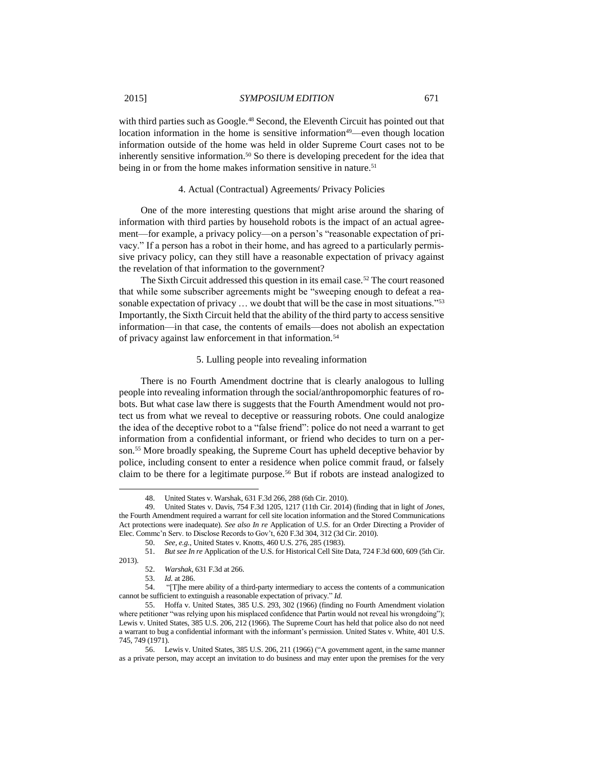with third parties such as Google.[48] Second, the Eleventh Circuit has pointed out that location information in the home is sensitive information[49]—even though location information outside of the home was held in older Supreme Court cases not to be inherently sensitive information.[50] So there is developing precedent for the idea that being in or from the home makes information sensitive in nature.[51]

#### 4. Actual (Contractual) Agreements/ Privacy Policies

One of the more interesting questions that might arise around the sharing of information with third parties by household robots is the impact of an actual agreement—for example, a privacy policy—on a person's "reasonable expectation of privacy." If a person has a robot in their home, and has agreed to a particularly permissive privacy policy, can they still have a reasonable expectation of privacy against the revelation of that information to the government?

The Sixth Circuit addressed this question in its email case.[52] The court reasoned that while some subscriber agreements might be "sweeping enough to defeat a reasonable expectation of privacy … we doubt that will be the case in most situations."[53] Importantly, the Sixth Circuit held that the ability of the third party to access sensitive information—in that case, the contents of emails—does not abolish an expectation of privacy against law enforcement in that information.[54]

#### 5. Lulling people into revealing information

There is no Fourth Amendment doctrine that is clearly analogous to lulling people into revealing information through the social/anthropomorphic features of robots. But what case law there is suggests that the Fourth Amendment would not protect us from what we reveal to deceptive or reassuring robots. One could analogize the idea of the deceptive robot to a "false friend": police do not need a warrant to get information from a confidential informant, or friend who decides to turn on a person.[55] More broadly speaking, the Supreme Court has upheld deceptive behavior by police, including consent to enter a residence when police commit fraud, or falsely claim to be there for a legitimate purpose.[56] But if robots are instead analogized to

---

48. United States v. Warshak, 631 F.3d 266, 288 (6th Cir. 2010).

49. United States v. Davis, 754 F.3d 1205, 1217 (11th Cir. 2014) (finding that in light of *Jones*, the Fourth Amendment required a warrant for cell site location information and the Stored Communications Act protections were inadequate). *See also In re* Application of U.S. for an Order Directing a Provider of Elec. Commc'n Serv. to Disclose Records to Gov't, 620 F.3d 304, 312 (3d Cir. 2010).

50. *See, e.g.*, United States v. Knotts, 460 U.S. 276, 285 (1983).

51. *But see In re* Application of the U.S. for Historical Cell Site Data, 724 F.3d 600, 609 (5th Cir. 2013).

52. *Warshak*, 631 F.3d at 266.

53. *Id.* at 286.

54. "[T]he mere ability of a third-party intermediary to access the contents of a communication cannot be sufficient to extinguish a reasonable expectation of privacy." *Id.*

55. Hoffa v. United States, 385 U.S. 293, 302 (1966) (finding no Fourth Amendment violation where petitioner "was relying upon his misplaced confidence that Partin would not reveal his wrongdoing"); Lewis v. United States, 385 U.S. 206, 212 (1966). The Supreme Court has held that police also do not need a warrant to bug a confidential informant with the informant's permission. United States v. White, 401 U.S. 745, 749 (1971).

56. Lewis v. United States, 385 U.S. 206, 211 (1966) ("A government agent, in the same manner as a private person, may accept an invitation to do business and may enter upon the premises for the very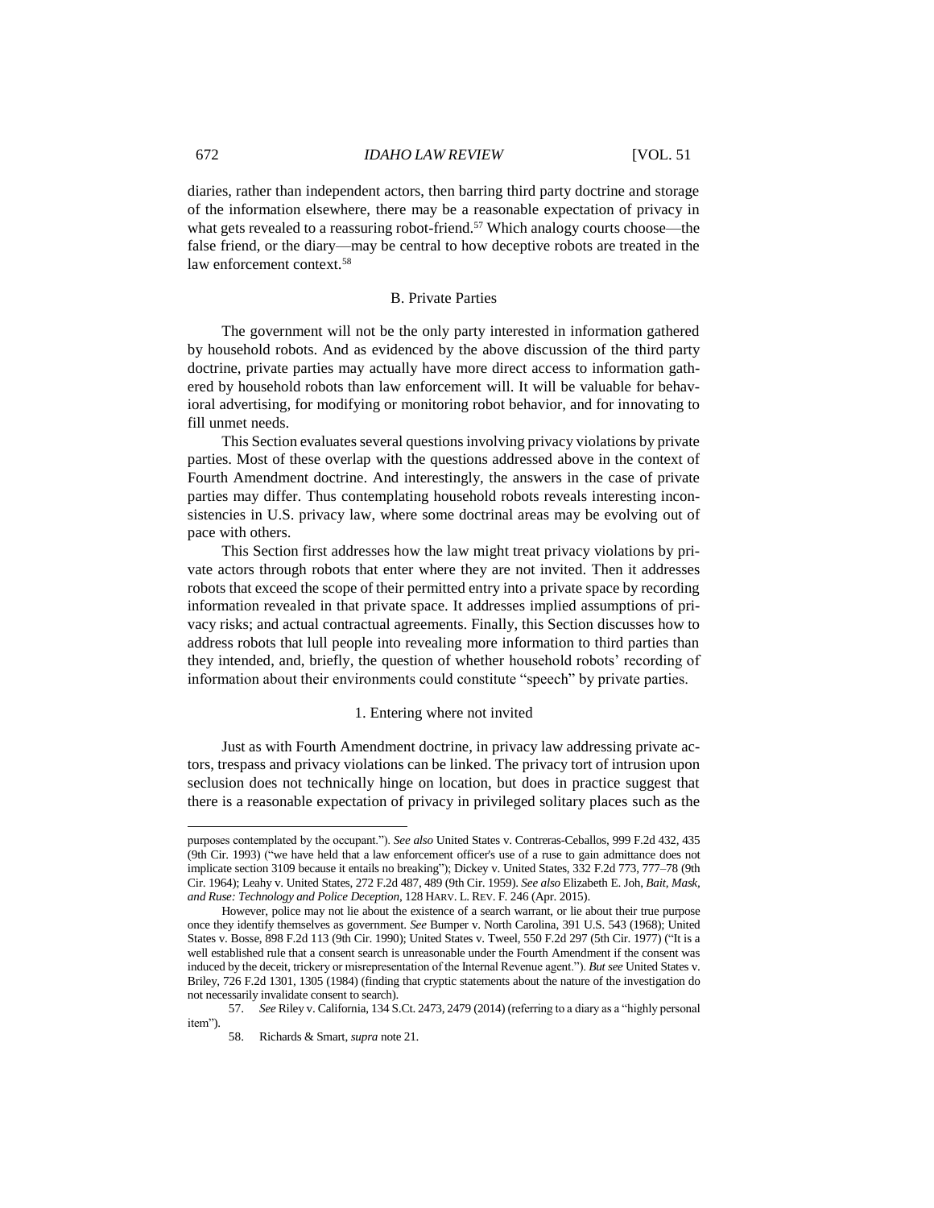diaries, rather than independent actors, then barring third party doctrine and storage of the information elsewhere, there may be a reasonable expectation of privacy in what gets revealed to a reassuring robot-friend.[57] Which analogy courts choose—the false friend, or the diary—may be central to how deceptive robots are treated in the law enforcement context.[58]

### B. Private Parties

The government will not be the only party interested in information gathered by household robots. And as evidenced by the above discussion of the third party doctrine, private parties may actually have more direct access to information gathered by household robots than law enforcement will. It will be valuable for behavioral advertising, for modifying or monitoring robot behavior, and for innovating to fill unmet needs.

This Section evaluates several questions involving privacy violations by private parties. Most of these overlap with the questions addressed above in the context of Fourth Amendment doctrine. And interestingly, the answers in the case of private parties may differ. Thus contemplating household robots reveals interesting inconsistencies in U.S. privacy law, where some doctrinal areas may be evolving out of pace with others.

This Section first addresses how the law might treat privacy violations by private actors through robots that enter where they are not invited. Then it addresses robots that exceed the scope of their permitted entry into a private space by recording information revealed in that private space. It addresses implied assumptions of privacy risks; and actual contractual agreements. Finally, this Section discusses how to address robots that lull people into revealing more information to third parties than they intended, and, briefly, the question of whether household robots' recording of information about their environments could constitute "speech" by private parties.

#### 1. Entering where not invited

Just as with Fourth Amendment doctrine, in privacy law addressing private actors, trespass and privacy violations can be linked. The privacy tort of intrusion upon seclusion does not technically hinge on location, but does in practice suggest that there is a reasonable expectation of privacy in privileged solitary places such as the

---

purposes contemplated by the occupant."). *See also* United States v. Contreras-Ceballos, 999 F.2d 432, 435 (9th Cir. 1993) ("we have held that a law enforcement officer's use of a ruse to gain admittance does not implicate section 3109 because it entails no breaking"); Dickey v. United States, 332 F.2d 773, 777–78 (9th Cir. 1964); Leahy v. United States, 272 F.2d 487, 489 (9th Cir. 1959). *See also* Elizabeth E. Joh, *Bait, Mask, and Ruse: Technology and Police Deception*, 128 HARV. L. REV. F. 246 (Apr. 2015).

However, police may not lie about the existence of a search warrant, or lie about their true purpose once they identify themselves as government. *See* Bumper v. North Carolina, 391 U.S. 543 (1968); United States v. Bosse, 898 F.2d 113 (9th Cir. 1990); United States v. Tweel, 550 F.2d 297 (5th Cir. 1977) ("It is a well established rule that a consent search is unreasonable under the Fourth Amendment if the consent was induced by the deceit, trickery or misrepresentation of the Internal Revenue agent."). *But see* United States v. Briley, 726 F.2d 1301, 1305 (1984) (finding that cryptic statements about the nature of the investigation do not necessarily invalidate consent to search).

57. *See* Riley v. California, 134 S.Ct. 2473, 2479 (2014) (referring to a diary as a "highly personal item").

58. Richards & Smart, *supra* note 21.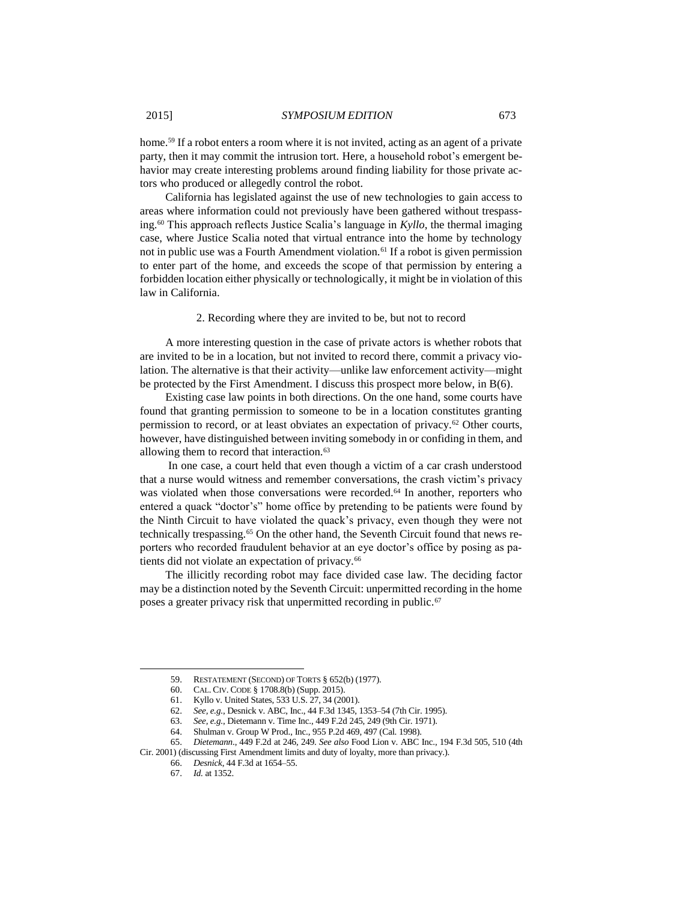home.[59] If a robot enters a room where it is not invited, acting as an agent of a private party, then it may commit the intrusion tort. Here, a household robot's emergent behavior may create interesting problems around finding liability for those private actors who produced or allegedly control the robot.

California has legislated against the use of new technologies to gain access to areas where information could not previously have been gathered without trespassing.[60] This approach reflects Justice Scalia's language in *Kyllo*, the thermal imaging case, where Justice Scalia noted that virtual entrance into the home by technology not in public use was a Fourth Amendment violation.[61] If a robot is given permission to enter part of the home, and exceeds the scope of that permission by entering a forbidden location either physically or technologically, it might be in violation of this law in California.

### 2. Recording where they are invited to be, but not to record

A more interesting question in the case of private actors is whether robots that are invited to be in a location, but not invited to record there, commit a privacy violation. The alternative is that their activity—unlike law enforcement activity—might be protected by the First Amendment. I discuss this prospect more below, in B(6).

Existing case law points in both directions. On the one hand, some courts have found that granting permission to someone to be in a location constitutes granting permission to record, or at least obviates an expectation of privacy.[62] Other courts, however, have distinguished between inviting somebody in or confiding in them, and allowing them to record that interaction.[63]

In one case, a court held that even though a victim of a car crash understood that a nurse would witness and remember conversations, the crash victim's privacy was violated when those conversations were recorded.[64] In another, reporters who entered a quack "doctor's" home office by pretending to be patients were found by the Ninth Circuit to have violated the quack's privacy, even though they were not technically trespassing.[65] On the other hand, the Seventh Circuit found that news reporters who recorded fraudulent behavior at an eye doctor's office by posing as patients did not violate an expectation of privacy.[66]

The illicitly recording robot may face divided case law. The deciding factor may be a distinction noted by the Seventh Circuit: unpermitted recording in the home poses a greater privacy risk that unpermitted recording in public.[67]

---

59. RESTATEMENT (SECOND) OF TORTS § 652(b) (1977).

60. CAL. CIV. CODE § 1708.8(b) (Supp. 2015).

61. Kyllo v. United States, 533 U.S. 27, 34 (2001).

62. *See, e.g.*, Desnick v. ABC, Inc., 44 F.3d 1345, 1353–54 (7th Cir. 1995).

63. *See, e.g.*, Dietemann v. Time Inc., 449 F.2d 245, 249 (9th Cir. 1971).

64. Shulman v. Group W Prod., Inc., 955 P.2d 469, 497 (Cal. 1998).

65. *Dietemann.*, 449 F.2d at 246, 249. *See also* Food Lion v. ABC Inc., 194 F.3d 505, 510 (4th Cir. 2001) (discussing First Amendment limits and duty of loyalty, more than privacy.).

66. *Desnick*, 44 F.3d at 1654–55.

67. *Id.* at 1352.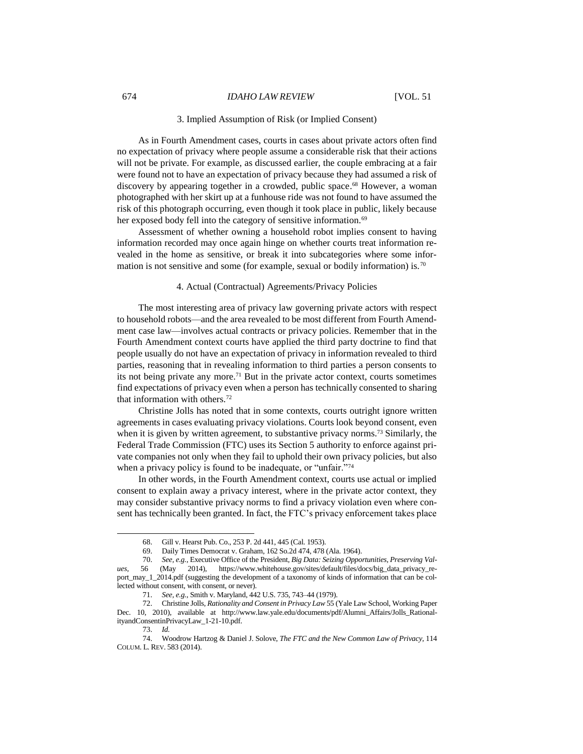### 3. Implied Assumption of Risk (or Implied Consent)

As in Fourth Amendment cases, courts in cases about private actors often find no expectation of privacy where people assume a considerable risk that their actions will not be private. For example, as discussed earlier, the couple embracing at a fair were found not to have an expectation of privacy because they had assumed a risk of discovery by appearing together in a crowded, public space.[68] However, a woman photographed with her skirt up at a funhouse ride was not found to have assumed the risk of this photograph occurring, even though it took place in public, likely because her exposed body fell into the category of sensitive information.[69]

Assessment of whether owning a household robot implies consent to having information recorded may once again hinge on whether courts treat information revealed in the home as sensitive, or break it into subcategories where some information is not sensitive and some (for example, sexual or bodily information) is.[70]

### 4. Actual (Contractual) Agreements/Privacy Policies

The most interesting area of privacy law governing private actors with respect to household robots—and the area revealed to be most different from Fourth Amendment case law—involves actual contracts or privacy policies. Remember that in the Fourth Amendment context courts have applied the third party doctrine to find that people usually do not have an expectation of privacy in information revealed to third parties, reasoning that in revealing information to third parties a person consents to its not being private any more.[71] But in the private actor context, courts sometimes find expectations of privacy even when a person has technically consented to sharing that information with others.[72]

Christine Jolls has noted that in some contexts, courts outright ignore written agreements in cases evaluating privacy violations. Courts look beyond consent, even when it is given by written agreement, to substantive privacy norms.[73] Similarly, the Federal Trade Commission (FTC) uses its Section 5 authority to enforce against private companies not only when they fail to uphold their own privacy policies, but also when a privacy policy is found to be inadequate, or "unfair."[74]

In other words, in the Fourth Amendment context, courts use actual or implied consent to explain away a privacy interest, where in the private actor context, they may consider substantive privacy norms to find a privacy violation even where consent has technically been granted. In fact, the FTC's privacy enforcement takes place

---

68. Gill v. Hearst Pub. Co., 253 P. 2d 441, 445 (Cal. 1953).

69. Daily Times Democrat v. Graham, 162 So.2d 474, 478 (Ala. 1964).

70. *See, e.g.*, Executive Office of the President, *Big Data: Seizing Opportunities, Preserving Values*, 56 (May 2014), https://www.whitehouse.gov/sites/default/files/docs/big_data_privacy_report_may_1_2014.pdf (suggesting the development of a taxonomy of kinds of information that can be collected without consent, with consent, or never).

71. *See, e.g.*, Smith v. Maryland, 442 U.S. 735, 743–44 (1979).

72. Christine Jolls, *Rationality and Consent in Privacy Law* 55 (Yale Law School, Working Paper Dec. 10, 2010), available at http://www.law.yale.edu/documents/pdf/Alumni_Affairs/Jolls_RationalityandConsentinPrivacyLaw_1-21-10.pdf.

73. *Id.*

74. Woodrow Hartzog & Daniel J. Solove, *The FTC and the New Common Law of Privacy*, 114 COLUM. L. REV. 583 (2014).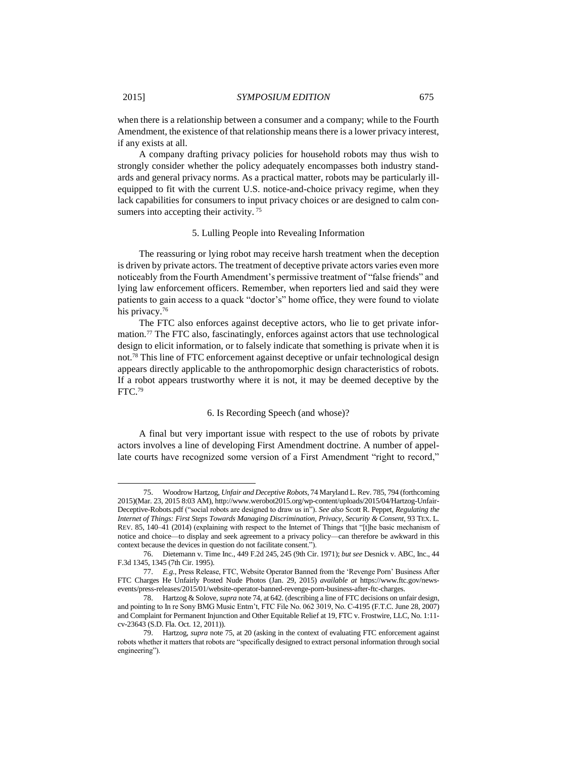when there is a relationship between a consumer and a company; while to the Fourth Amendment, the existence of that relationship means there is a lower privacy interest, if any exists at all.

A company drafting privacy policies for household robots may thus wish to strongly consider whether the policy adequately encompasses both industry standards and general privacy norms. As a practical matter, robots may be particularly ill-equipped to fit with the current U.S. notice-and-choice privacy regime, when they lack capabilities for consumers to input privacy choices or are designed to calm consumers into accepting their activity.[75]

### 5. Lulling People into Revealing Information

The reassuring or lying robot may receive harsh treatment when the deception is driven by private actors. The treatment of deceptive private actors varies even more noticeably from the Fourth Amendment's permissive treatment of "false friends" and lying law enforcement officers. Remember, when reporters lied and said they were patients to gain access to a quack "doctor's" home office, they were found to violate his privacy.[76]

The FTC also enforces against deceptive actors, who lie to get private information.[77] The FTC also, fascinatingly, enforces against actors that use technological design to elicit information, or to falsely indicate that something is private when it is not.[78] This line of FTC enforcement against deceptive or unfair technological design appears directly applicable to the anthropomorphic design characteristics of robots. If a robot appears trustworthy where it is not, it may be deemed deceptive by the FTC.[79]

### 6. Is Recording Speech (and whose)?

A final but very important issue with respect to the use of robots by private actors involves a line of developing First Amendment doctrine. A number of appellate courts have recognized some version of a First Amendment "right to record,"

---

75. Woodrow Hartzog, *Unfair and Deceptive Robots*, 74 Maryland L. Rev. 785, 794 (forthcoming 2015)(Mar. 23, 2015 8:03 AM), http://www.werobot2015.org/wp-content/uploads/2015/04/Hartzog-Unfair-Deceptive-Robots.pdf ("social robots are designed to draw us in"). *See also* Scott R. Peppet, *Regulating the Internet of Things: First Steps Towards Managing Discrimination, Privacy, Security & Consent*, 93 TEX. L. REV. 85, 140–41 (2014) (explaining with respect to the Internet of Things that "[t]he basic mechanism of notice and choice—to display and seek agreement to a privacy policy—can therefore be awkward in this context because the devices in question do not facilitate consent.").

76. Dietemann v. Time Inc., 449 F.2d 245, 245 (9th Cir. 1971); *but see* Desnick v. ABC, Inc., 44 F.3d 1345, 1345 (7th Cir. 1995).

77. *E.g.*, Press Release, FTC, Website Operator Banned from the 'Revenge Porn' Business After FTC Charges He Unfairly Posted Nude Photos (Jan. 29, 2015) *available at* https://www.ftc.gov/news-events/press-releases/2015/01/website-operator-banned-revenge-porn-business-after-ftc-charges.

78. Hartzog & Solove, *supra* note 74, at 642. (describing a line of FTC decisions on unfair design, and pointing to In re Sony BMG Music Entm't, FTC File No. 062 3019, No. C-4195 (F.T.C. June 28, 2007) and Complaint for Permanent Injunction and Other Equitable Relief at 19, FTC v. Frostwire, LLC, No. 1:11-cv-23643 (S.D. Fla. Oct. 12, 2011)).

79. Hartzog, *supra* note 75, at 20 (asking in the context of evaluating FTC enforcement against robots whether it matters that robots are "specifically designed to extract personal information through social engineering").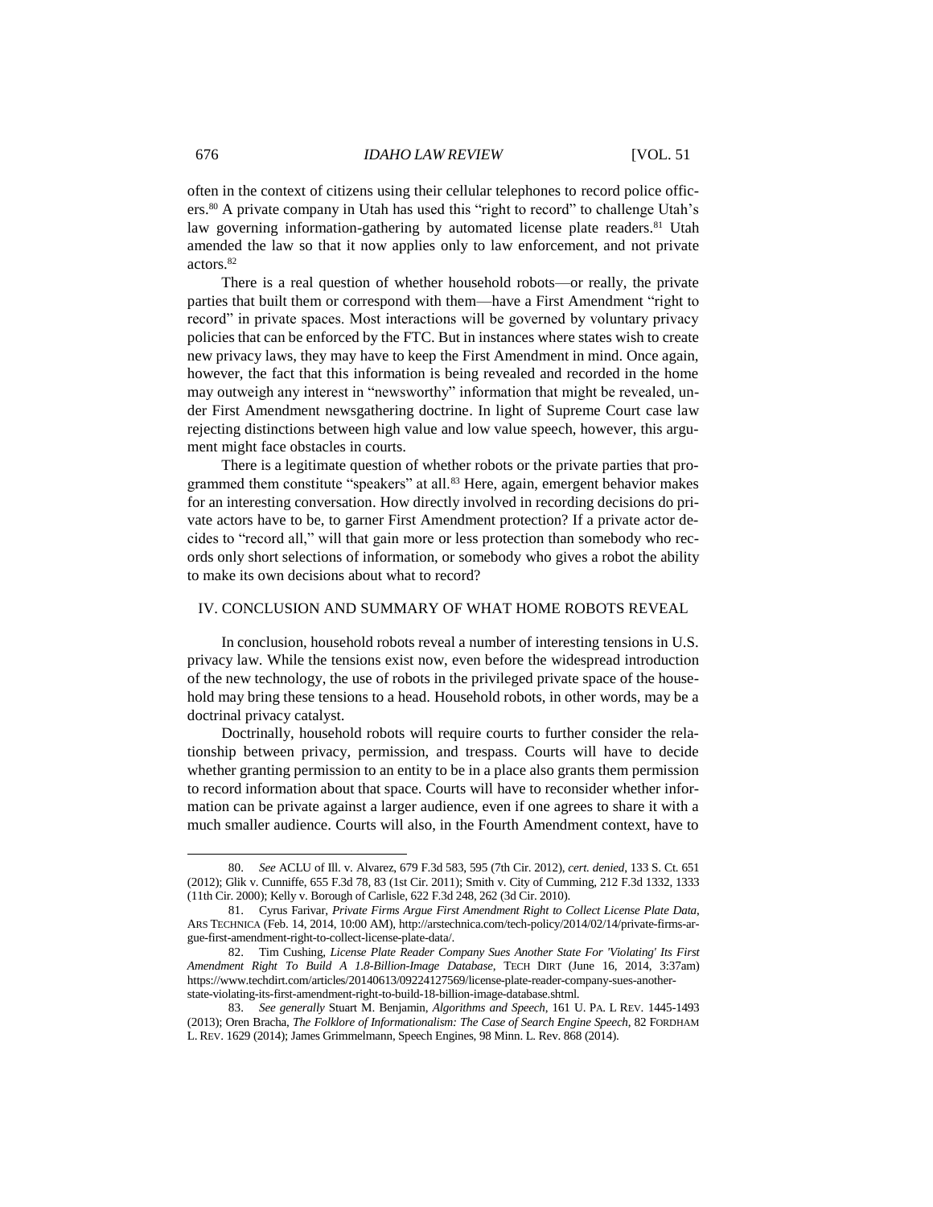often in the context of citizens using their cellular telephones to record police officers.[80] A private company in Utah has used this "right to record" to challenge Utah's law governing information-gathering by automated license plate readers.[81] Utah amended the law so that it now applies only to law enforcement, and not private actors.[82]

There is a real question of whether household robots—or really, the private parties that built them or correspond with them—have a First Amendment "right to record" in private spaces. Most interactions will be governed by voluntary privacy policies that can be enforced by the FTC. But in instances where states wish to create new privacy laws, they may have to keep the First Amendment in mind. Once again, however, the fact that this information is being revealed and recorded in the home may outweigh any interest in "newsworthy" information that might be revealed, under First Amendment newsgathering doctrine. In light of Supreme Court case law rejecting distinctions between high value and low value speech, however, this argument might face obstacles in courts.

There is a legitimate question of whether robots or the private parties that programmed them constitute "speakers" at all.[83] Here, again, emergent behavior makes for an interesting conversation. How directly involved in recording decisions do private actors have to be, to garner First Amendment protection? If a private actor decides to "record all," will that gain more or less protection than somebody who records only short selections of information, or somebody who gives a robot the ability to make its own decisions about what to record?

## IV. CONCLUSION AND SUMMARY OF WHAT HOME ROBOTS REVEAL

In conclusion, household robots reveal a number of interesting tensions in U.S. privacy law. While the tensions exist now, even before the widespread introduction of the new technology, the use of robots in the privileged private space of the household may bring these tensions to a head. Household robots, in other words, may be a doctrinal privacy catalyst.

Doctrinally, household robots will require courts to further consider the relationship between privacy, permission, and trespass. Courts will have to decide whether granting permission to an entity to be in a place also grants them permission to record information about that space. Courts will have to reconsider whether information can be private against a larger audience, even if one agrees to share it with a much smaller audience. Courts will also, in the Fourth Amendment context, have to

---

80. *See* ACLU of Ill. v. Alvarez, 679 F.3d 583, 595 (7th Cir. 2012), *cert. denied*, 133 S. Ct. 651 (2012); Glik v. Cunniffe, 655 F.3d 78, 83 (1st Cir. 2011); Smith v. City of Cumming, 212 F.3d 1332, 1333 (11th Cir. 2000); Kelly v. Borough of Carlisle, 622 F.3d 248, 262 (3d Cir. 2010).

81. Cyrus Farivar, *Private Firms Argue First Amendment Right to Collect License Plate Data*, ARS TECHNICA (Feb. 14, 2014, 10:00 AM), http://arstechnica.com/tech-policy/2014/02/14/private-firms-argue-first-amendment-right-to-collect-license-plate-data/.

82. Tim Cushing, *License Plate Reader Company Sues Another State For 'Violating' Its First Amendment Right To Build A 1.8-Billion-Image Database*, TECH DIRT (June 16, 2014, 3:37am) https://www.techdirt.com/articles/20140613/09224127569/license-plate-reader-company-sues-another-state-violating-its-first-amendment-right-to-build-18-billion-image-database.shtml.

83. *See generally* Stuart M. Benjamin, *Algorithms and Speech*, 161 U. PA. L REV. 1445-1493 (2013); Oren Bracha, *The Folklore of Informationalism: The Case of Search Engine Speech*, 82 FORDHAM L. REV. 1629 (2014); James Grimmelmann, Speech Engines, 98 Minn. L. Rev. 868 (2014).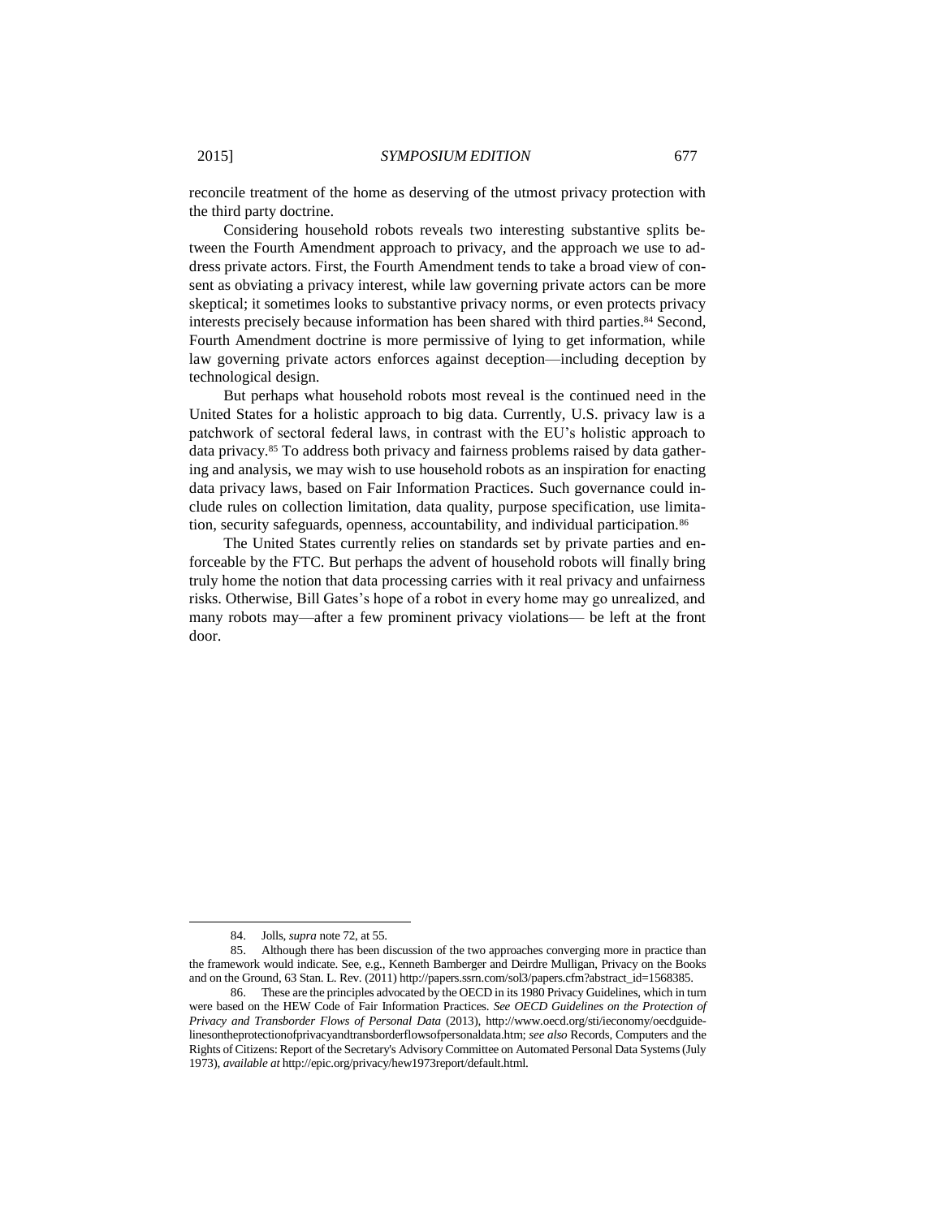reconcile treatment of the home as deserving of the utmost privacy protection with the third party doctrine.

Considering household robots reveals two interesting substantive splits between the Fourth Amendment approach to privacy, and the approach we use to address private actors. First, the Fourth Amendment tends to take a broad view of consent as obviating a privacy interest, while law governing private actors can be more skeptical; it sometimes looks to substantive privacy norms, or even protects privacy interests precisely because information has been shared with third parties.[84] Second, Fourth Amendment doctrine is more permissive of lying to get information, while law governing private actors enforces against deception—including deception by technological design.

But perhaps what household robots most reveal is the continued need in the United States for a holistic approach to big data. Currently, U.S. privacy law is a patchwork of sectoral federal laws, in contrast with the EU's holistic approach to data privacy.[85] To address both privacy and fairness problems raised by data gathering and analysis, we may wish to use household robots as an inspiration for enacting data privacy laws, based on Fair Information Practices. Such governance could include rules on collection limitation, data quality, purpose specification, use limitation, security safeguards, openness, accountability, and individual participation.[86]

The United States currently relies on standards set by private parties and enforceable by the FTC. But perhaps the advent of household robots will finally bring truly home the notion that data processing carries with it real privacy and unfairness risks. Otherwise, Bill Gates's hope of a robot in every home may go unrealized, and many robots may—after a few prominent privacy violations— be left at the front door.

---

84. Jolls, *supra* note 72, at 55.

85. Although there has been discussion of the two approaches converging more in practice than the framework would indicate. See, e.g., Kenneth Bamberger and Deirdre Mulligan, Privacy on the Books and on the Ground, 63 Stan. L. Rev. (2011) http://papers.ssrn.com/sol3/papers.cfm?abstract_id=1568385.

86. These are the principles advocated by the OECD in its 1980 Privacy Guidelines, which in turn were based on the HEW Code of Fair Information Practices. *See OECD Guidelines on the Protection of Privacy and Transborder Flows of Personal Data* (2013), http://www.oecd.org/sti/ieconomy/oecdguidelinesontheprotectionofprivacyandtransborderflowsofpersonaldata.htm; *see also* Records, Computers and the Rights of Citizens: Report of the Secretary's Advisory Committee on Automated Personal Data Systems (July 1973), *available at* http://epic.org/privacy/hew1973report/default.html.